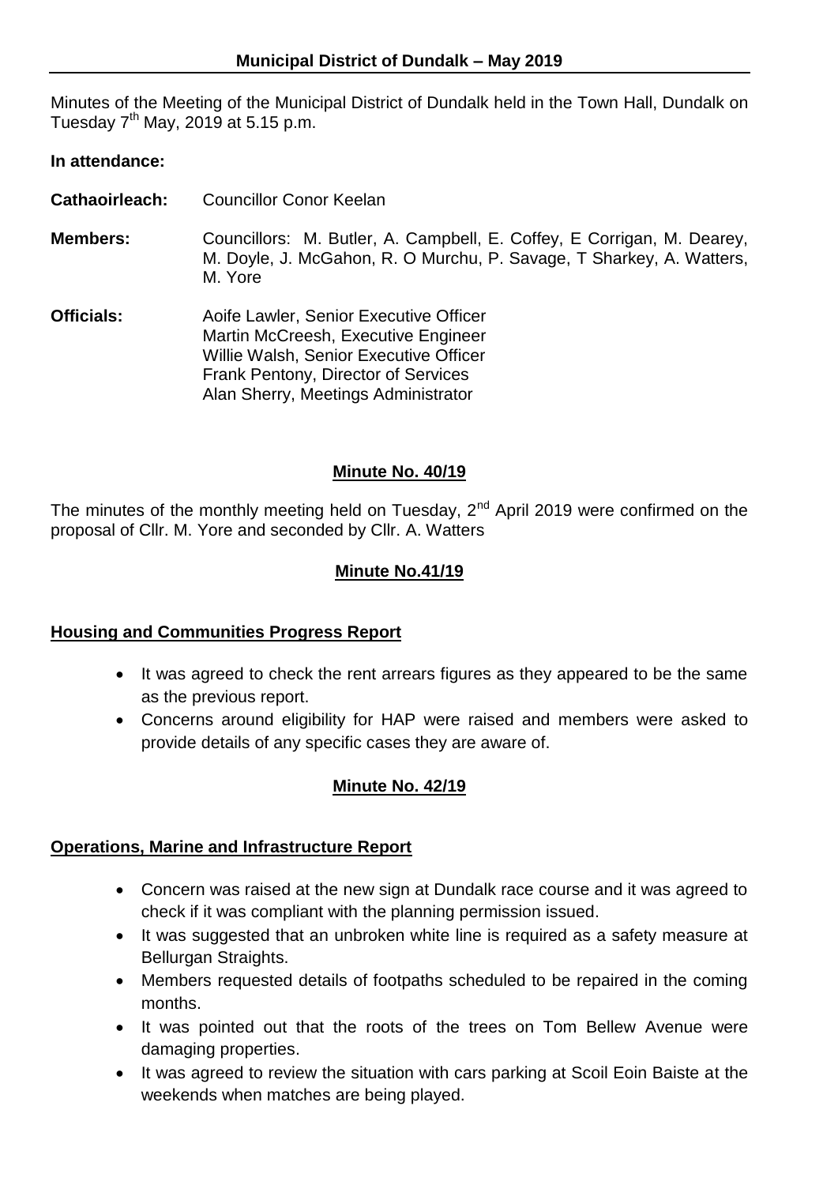# Municipal District of Dundalk – May 2019

Minutes of the Meeting of the Municipal District of Dundalk held in the Town Hall, Dundalk on Tuesday 7th May, 2019 at 5.15 p.m.

**In attendance:**

**Cathaoirleach:** Councillor Conor Keelan

**Members:** Councillors: M. Butler, A. Campbell, E. Coffey, E Corrigan, M. Dearey, M. Doyle, J. McGahon, R. O Murchu, P. Savage, T Sharkey, A. Watters, M. Yore

**Officials:**
Aoife Lawler, Senior Executive Officer
Martin McCreesh, Executive Engineer
Willie Walsh, Senior Executive Officer
Frank Pentony, Director of Services
Alan Sherry, Meetings Administrator

## Minute No. 40/19

The minutes of the monthly meeting held on Tuesday, 2nd April 2019 were confirmed on the proposal of Cllr. M. Yore and seconded by Cllr. A. Watters

## Minute No.41/19

### Housing and Communities Progress Report

- It was agreed to check the rent arrears figures as they appeared to be the same as the previous report.
- Concerns around eligibility for HAP were raised and members were asked to provide details of any specific cases they are aware of.

## Minute No. 42/19

### Operations, Marine and Infrastructure Report

- Concern was raised at the new sign at Dundalk race course and it was agreed to check if it was compliant with the planning permission issued.
- It was suggested that an unbroken white line is required as a safety measure at Bellurgan Straights.
- Members requested details of footpaths scheduled to be repaired in the coming months.
- It was pointed out that the roots of the trees on Tom Bellew Avenue were damaging properties.
- It was agreed to review the situation with cars parking at Scoil Eoin Baiste at the weekends when matches are being played.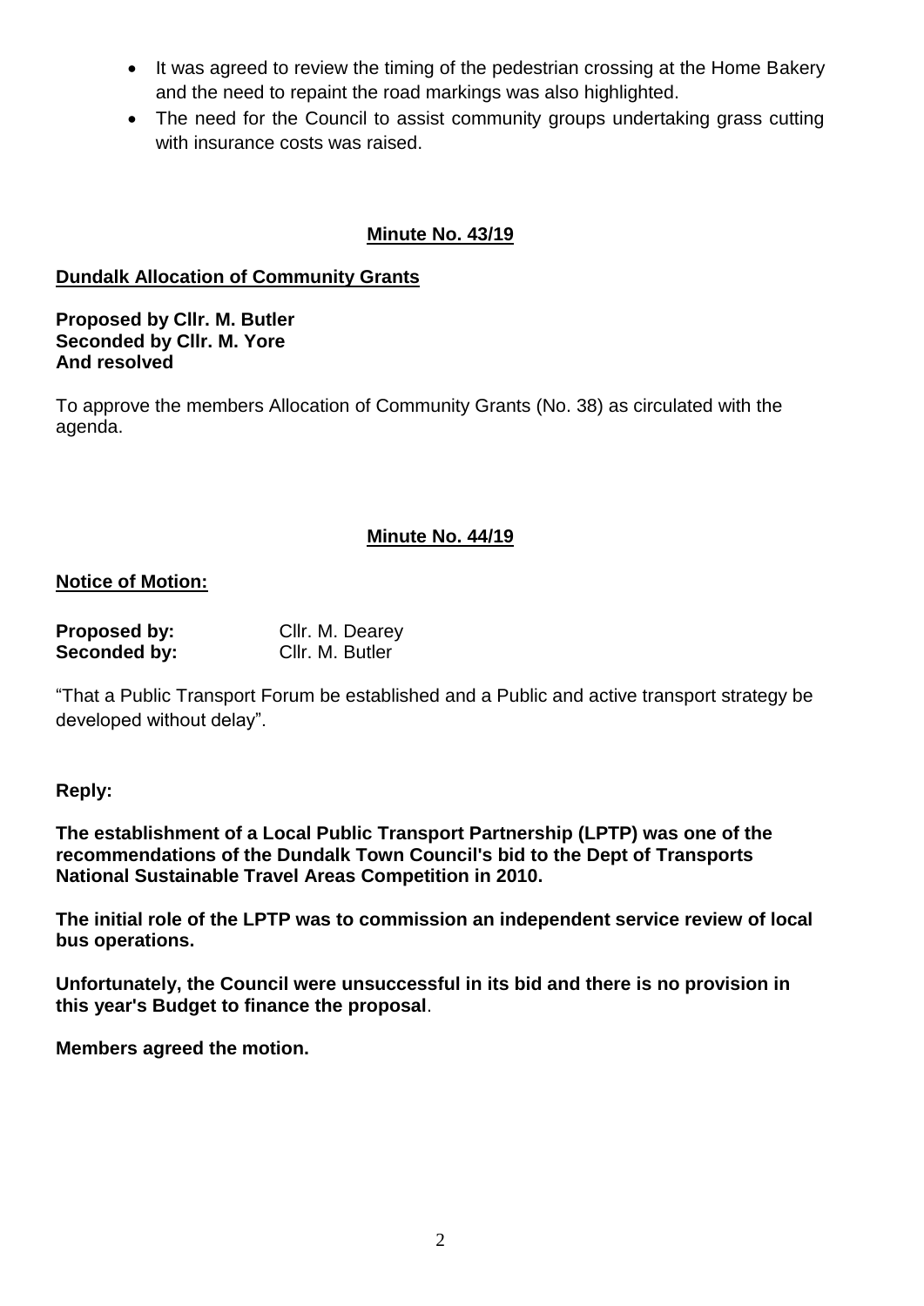- It was agreed to review the timing of the pedestrian crossing at the Home Bakery and the need to repaint the road markings was also highlighted.
- The need for the Council to assist community groups undertaking grass cutting with insurance costs was raised.

## Minute No. 43/19

**Dundalk Allocation of Community Grants**

**Proposed by Cllr. M. Butler**
**Seconded by Cllr. M. Yore**
**And resolved**

To approve the members Allocation of Community Grants (No. 38) as circulated with the agenda.

## Minute No. 44/19

**Notice of Motion:**

**Proposed by:** Cllr. M. Dearey
**Seconded by:** Cllr. M. Butler

"That a Public Transport Forum be established and a Public and active transport strategy be developed without delay".

**Reply:**

**The establishment of a Local Public Transport Partnership (LPTP) was one of the recommendations of the Dundalk Town Council's bid to the Dept of Transports National Sustainable Travel Areas Competition in 2010.**

**The initial role of the LPTP was to commission an independent service review of local bus operations.**

**Unfortunately, the Council were unsuccessful in its bid and there is no provision in this year's Budget to finance the proposal**.

**Members agreed the motion.**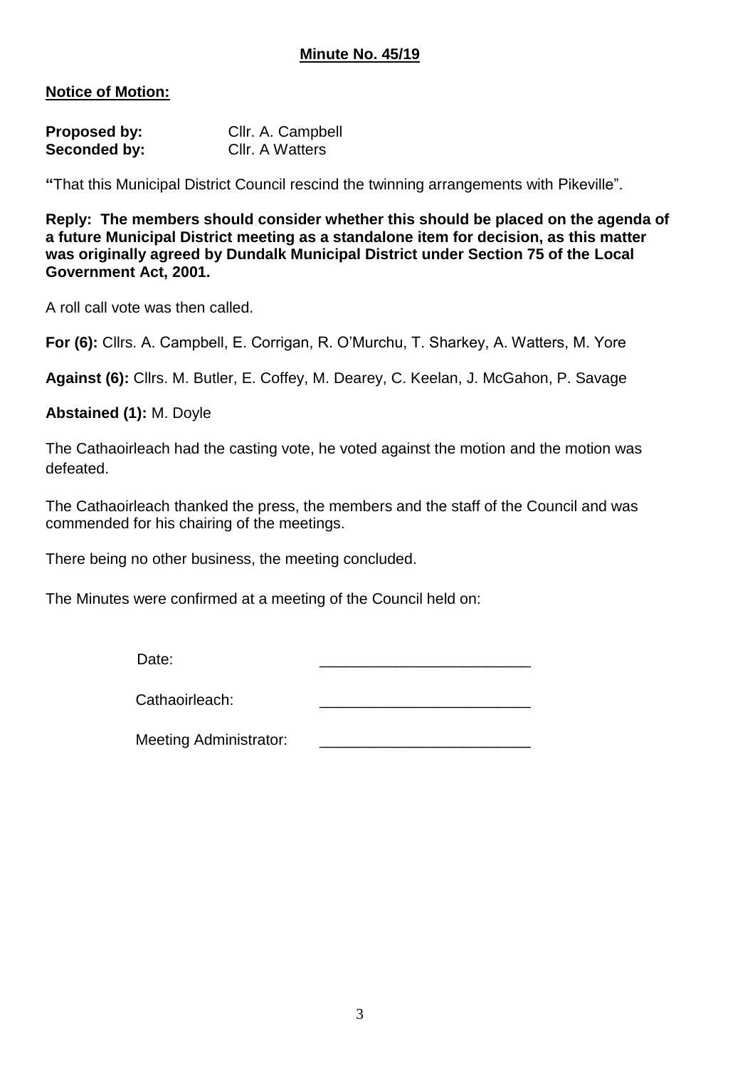## Minute No. 45/19

**Notice of Motion:**

**Proposed by:** Cllr. A. Campbell
**Seconded by:** Cllr. A Watters

**"**That this Municipal District Council rescind the twinning arrangements with Pikeville".

**Reply: The members should consider whether this should be placed on the agenda of a future Municipal District meeting as a standalone item for decision, as this matter was originally agreed by Dundalk Municipal District under Section 75 of the Local Government Act, 2001.**

A roll call vote was then called.

**For (6):** Cllrs. A. Campbell, E. Corrigan, R. O'Murchu, T. Sharkey, A. Watters, M. Yore

**Against (6):** Cllrs. M. Butler, E. Coffey, M. Dearey, C. Keelan, J. McGahon, P. Savage

**Abstained (1):** M. Doyle

The Cathaoirleach had the casting vote, he voted against the motion and the motion was defeated.

The Cathaoirleach thanked the press, the members and the staff of the Council and was commended for his chairing of the meetings.

There being no other business, the meeting concluded.

The Minutes were confirmed at a meeting of the Council held on:

Date: _________________________

Cathaoirleach: _________________________

Meeting Administrator: _________________________